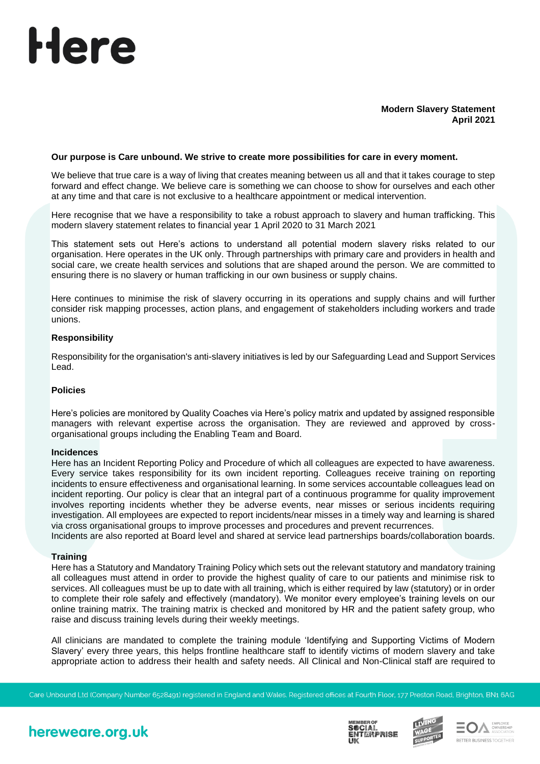# Here

**Modern Slavery Statement**
**April 2021**

**Our purpose is Care unbound. We strive to create more possibilities for care in every moment.**

We believe that true care is a way of living that creates meaning between us all and that it takes courage to step forward and effect change. We believe care is something we can choose to show for ourselves and each other at any time and that care is not exclusive to a healthcare appointment or medical intervention.

Here recognise that we have a responsibility to take a robust approach to slavery and human trafficking. This modern slavery statement relates to financial year 1 April 2020 to 31 March 2021

This statement sets out Here's actions to understand all potential modern slavery risks related to our organisation. Here operates in the UK only. Through partnerships with primary care and providers in health and social care, we create health services and solutions that are shaped around the person. We are committed to ensuring there is no slavery or human trafficking in our own business or supply chains.

Here continues to minimise the risk of slavery occurring in its operations and supply chains and will further consider risk mapping processes, action plans, and engagement of stakeholders including workers and trade unions.

### Responsibility

Responsibility for the organisation's anti-slavery initiatives is led by our Safeguarding Lead and Support Services Lead.

### Policies

Here's policies are monitored by Quality Coaches via Here's policy matrix and updated by assigned responsible managers with relevant expertise across the organisation. They are reviewed and approved by cross-organisational groups including the Enabling Team and Board.

### Incidences

Here has an Incident Reporting Policy and Procedure of which all colleagues are expected to have awareness. Every service takes responsibility for its own incident reporting. Colleagues receive training on reporting incidents to ensure effectiveness and organisational learning. In some services accountable colleagues lead on incident reporting. Our policy is clear that an integral part of a continuous programme for quality improvement involves reporting incidents whether they be adverse events, near misses or serious incidents requiring investigation. All employees are expected to report incidents/near misses in a timely way and learning is shared via cross organisational groups to improve processes and procedures and prevent recurrences.
Incidents are also reported at Board level and shared at service lead partnerships boards/collaboration boards.

### Training

Here has a Statutory and Mandatory Training Policy which sets out the relevant statutory and mandatory training all colleagues must attend in order to provide the highest quality of care to our patients and minimise risk to services. All colleagues must be up to date with all training, which is either required by law (statutory) or in order to complete their role safely and effectively (mandatory). We monitor every employee's training levels on our online training matrix. The training matrix is checked and monitored by HR and the patient safety group, who raise and discuss training levels during their weekly meetings.

All clinicians are mandated to complete the training module 'Identifying and Supporting Victims of Modern Slavery' every three years, this helps frontline healthcare staff to identify victims of modern slavery and take appropriate action to address their health and safety needs. All Clinical and Non-Clinical staff are required to

Care Unbound Ltd (Company Number 6528491) registered in England and Wales. Registered offices at Fourth Floor, 177 Preston Road, Brighton, BN1 6AG

hereweare.org.uk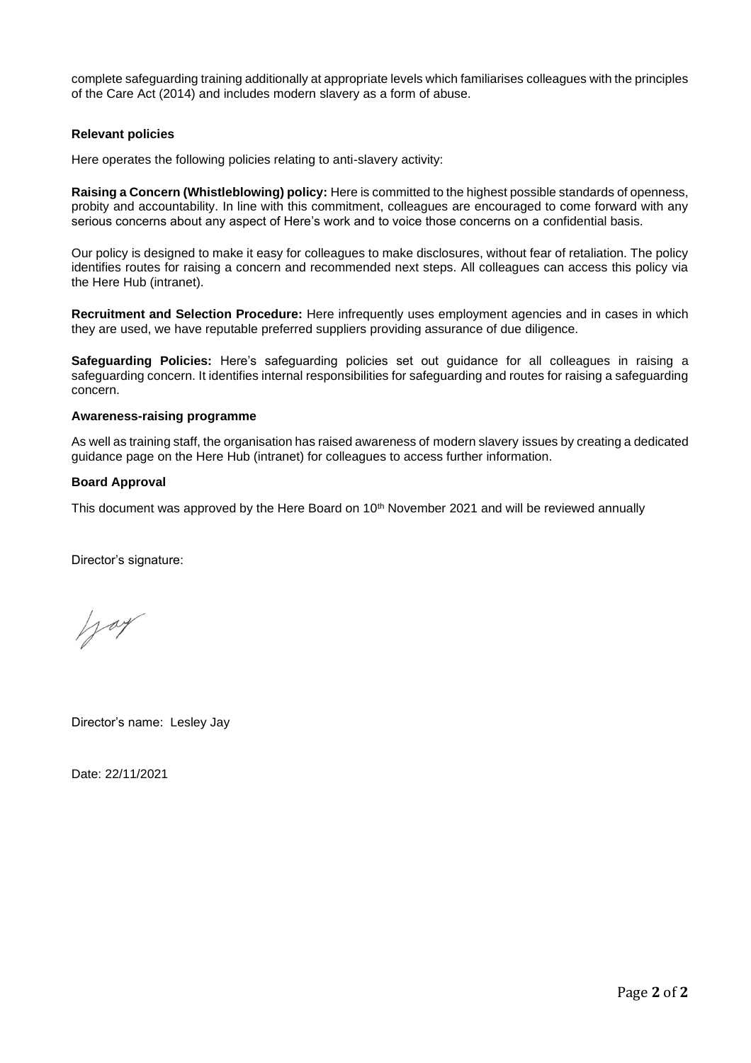complete safeguarding training additionally at appropriate levels which familiarises colleagues with the principles of the Care Act (2014) and includes modern slavery as a form of abuse.

**Relevant policies**

Here operates the following policies relating to anti-slavery activity:

**Raising a Concern (Whistleblowing) policy:** Here is committed to the highest possible standards of openness, probity and accountability. In line with this commitment, colleagues are encouraged to come forward with any serious concerns about any aspect of Here's work and to voice those concerns on a confidential basis.

Our policy is designed to make it easy for colleagues to make disclosures, without fear of retaliation. The policy identifies routes for raising a concern and recommended next steps. All colleagues can access this policy via the Here Hub (intranet).

**Recruitment and Selection Procedure:** Here infrequently uses employment agencies and in cases in which they are used, we have reputable preferred suppliers providing assurance of due diligence.

**Safeguarding Policies:** Here's safeguarding policies set out guidance for all colleagues in raising a safeguarding concern. It identifies internal responsibilities for safeguarding and routes for raising a safeguarding concern.

**Awareness-raising programme**

As well as training staff, the organisation has raised awareness of modern slavery issues by creating a dedicated guidance page on the Here Hub (intranet) for colleagues to access further information.

**Board Approval**

This document was approved by the Here Board on 10th November 2021 and will be reviewed annually

Director's signature:

Director's name: Lesley Jay

Date: 22/11/2021